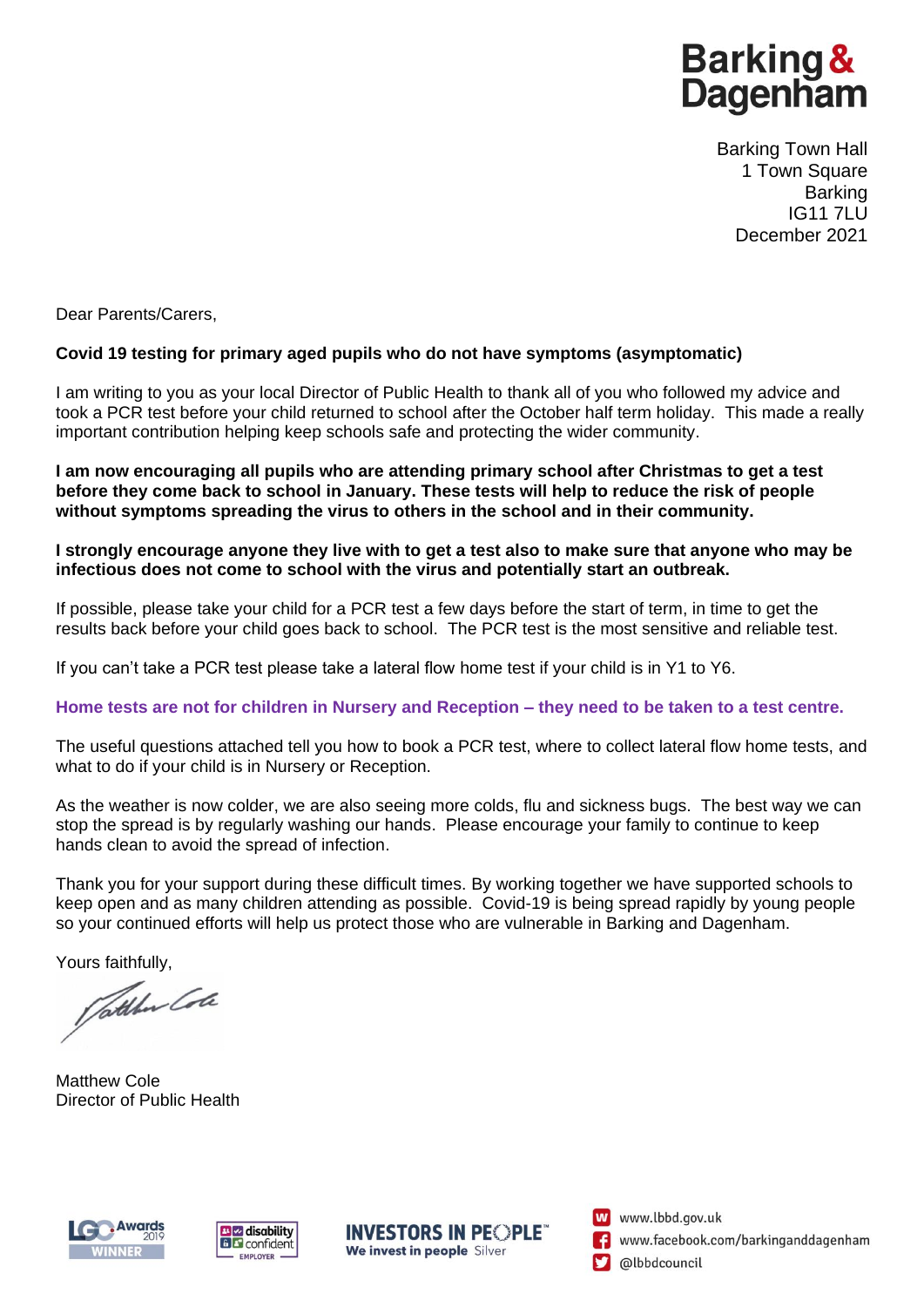Barking & Dagenham

Barking Town Hall
1 Town Square
Barking
IG11 7LU
December 2021

Dear Parents/Carers,

**Covid 19 testing for primary aged pupils who do not have symptoms (asymptomatic)**

I am writing to you as your local Director of Public Health to thank all of you who followed my advice and took a PCR test before your child returned to school after the October half term holiday. This made a really important contribution helping keep schools safe and protecting the wider community.

**I am now encouraging all pupils who are attending primary school after Christmas to get a test before they come back to school in January. These tests will help to reduce the risk of people without symptoms spreading the virus to others in the school and in their community.**

**I strongly encourage anyone they live with to get a test also to make sure that anyone who may be infectious does not come to school with the virus and potentially start an outbreak.**

If possible, please take your child for a PCR test a few days before the start of term, in time to get the results back before your child goes back to school. The PCR test is the most sensitive and reliable test.

If you can't take a PCR test please take a lateral flow home test if your child is in Y1 to Y6.

**Home tests are not for children in Nursery and Reception – they need to be taken to a test centre.**

The useful questions attached tell you how to book a PCR test, where to collect lateral flow home tests, and what to do if your child is in Nursery or Reception.

As the weather is now colder, we are also seeing more colds, flu and sickness bugs. The best way we can stop the spread is by regularly washing our hands. Please encourage your family to continue to keep hands clean to avoid the spread of infection.

Thank you for your support during these difficult times. By working together we have supported schools to keep open and as many children attending as possible. Covid-19 is being spread rapidly by young people so your continued efforts will help us protect those who are vulnerable in Barking and Dagenham.

Yours faithfully,

Matthew Cole
Director of Public Health

LGC Awards 2019 WINNER | disability confident EMPLOYER | INVESTORS IN PEOPLE We invest in people Silver

www.lbbd.gov.uk
www.facebook.com/barkinganddagenham
@lbbdcouncil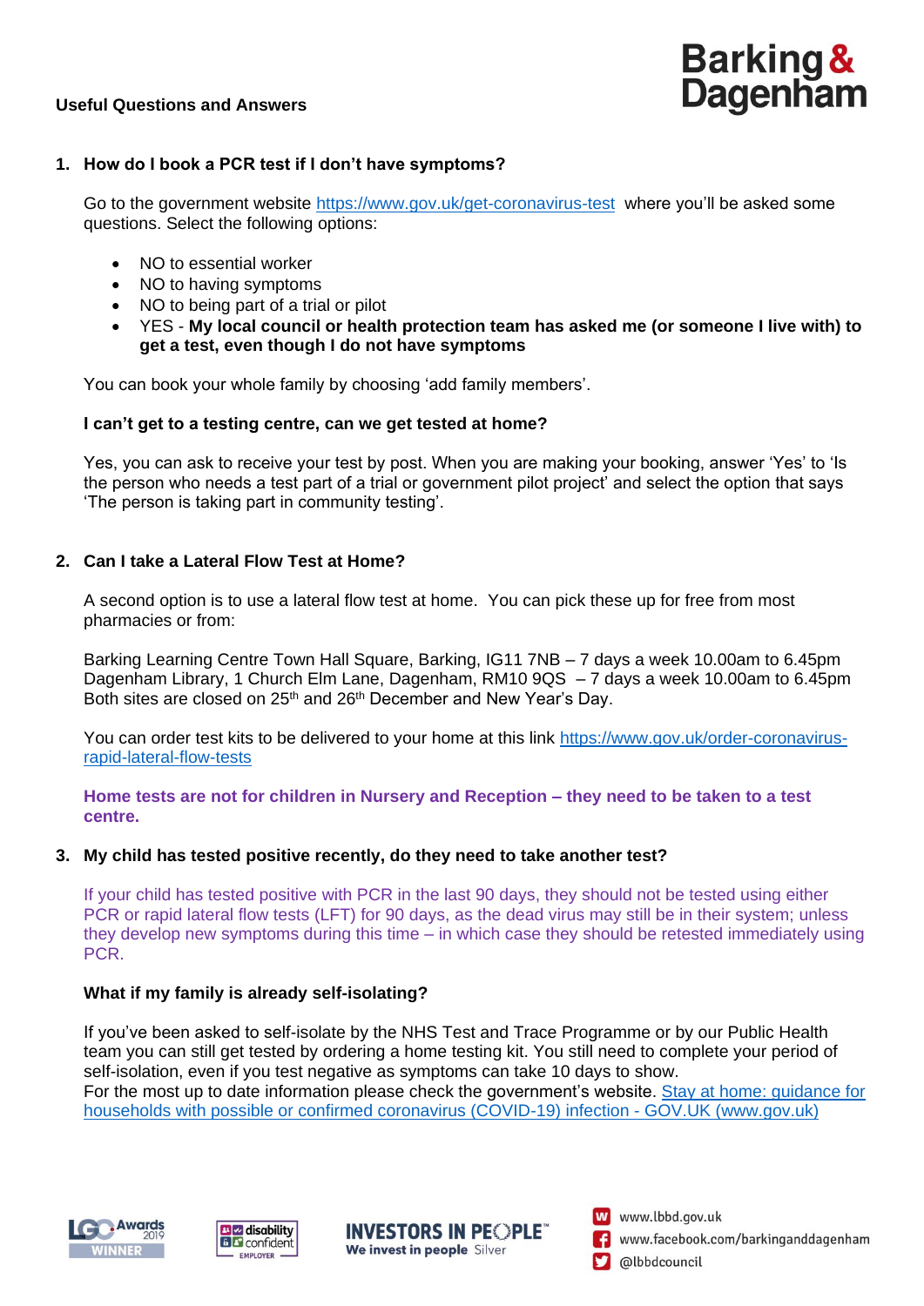**Useful Questions and Answers**

1. **How do I book a PCR test if I don't have symptoms?**

   Go to the government website https://www.gov.uk/get-coronavirus-test where you'll be asked some questions. Select the following options:

   - NO to essential worker
   - NO to having symptoms
   - NO to being part of a trial or pilot
   - YES - **My local council or health protection team has asked me (or someone I live with) to get a test, even though I do not have symptoms**

   You can book your whole family by choosing 'add family members'.

   **I can't get to a testing centre, can we get tested at home?**

   Yes, you can ask to receive your test by post. When you are making your booking, answer 'Yes' to 'Is the person who needs a test part of a trial or government pilot project' and select the option that says 'The person is taking part in community testing'.

2. **Can I take a Lateral Flow Test at Home?**

   A second option is to use a lateral flow test at home. You can pick these up for free from most pharmacies or from:

   Barking Learning Centre Town Hall Square, Barking, IG11 7NB – 7 days a week 10.00am to 6.45pm
   Dagenham Library, 1 Church Elm Lane, Dagenham, RM10 9QS – 7 days a week 10.00am to 6.45pm
   Both sites are closed on 25th and 26th December and New Year's Day.

   You can order test kits to be delivered to your home at this link https://www.gov.uk/order-coronavirus-rapid-lateral-flow-tests

   **Home tests are not for children in Nursery and Reception – they need to be taken to a test centre.**

3. **My child has tested positive recently, do they need to take another test?**

   If your child has tested positive with PCR in the last 90 days, they should not be tested using either PCR or rapid lateral flow tests (LFT) for 90 days, as the dead virus may still be in their system; unless they develop new symptoms during this time – in which case they should be retested immediately using PCR.

   **What if my family is already self-isolating?**

   If you've been asked to self-isolate by the NHS Test and Trace Programme or by our Public Health team you can still get tested by ordering a home testing kit. You still need to complete your period of self-isolation, even if you test negative as symptoms can take 10 days to show.
   For the most up to date information please check the government's website. Stay at home: guidance for households with possible or confirmed coronavirus (COVID-19) infection - GOV.UK (www.gov.uk)